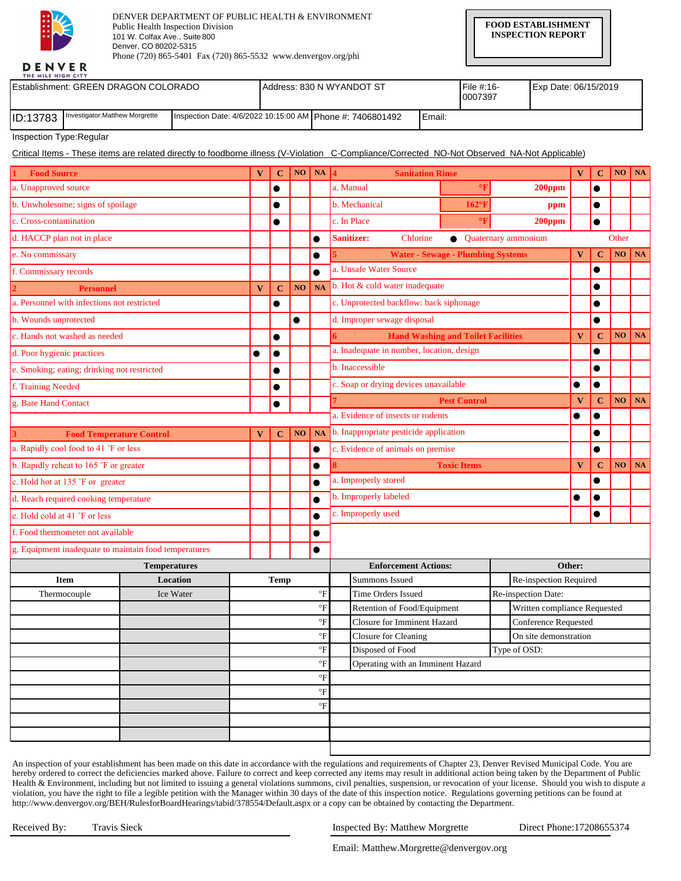DENVER DEPARTMENT OF PUBLIC HEALTH & ENVIRONMENT
Public Health Inspection Division
101 W. Colfax Ave., Suite 800
Denver, CO 80202-5315
Phone (720) 865-5401 Fax (720) 865-5532 www.denvergov.org/phi

DENVER
THE MILE HIGH CITY

# FOOD ESTABLISHMENT INSPECTION REPORT

| | | | |
|---|---|---|---|
| Establishment: GREEN DRAGON COLORADO | Address: 830 N WYANDOT ST | File #:16-0007397 | Exp Date: 06/15/2019 |

| | | | | |
|---|---|---|---|---|
| ID:13783 | Investigator:Matthew Morgrette | Inspection Date: 4/6/2022 10:15:00 AM | Phone #: 7406801492 | Email: |

Inspection Type:Regular

Critical Items - These items are related directly to foodborne illness (V-Violation C-Compliance/Corrected NO-Not Observed NA-Not Applicable)

| 1 Food Source | V | C | NO | NA |
|---|---|---|---|---|
| a. Unapproved source | | ● | | |
| b. Unwholesome; signs of spoilage | | ● | | |
| c. Cross-contamination | | ● | | |
| d. HACCP plan not in place | | | | ● |
| e. No commissary | | | | ● |
| f. Commissary records | | | | ● |

| 2 Personnel | V | C | NO | NA |
|---|---|---|---|---|
| a. Personnel with infections not restricted | | ● | | |
| b. Wounds unprotected | | | ● | |
| c. Hands not washed as needed | | ● | | |
| d. Poor hygienic practices | ● | ● | | |
| e. Smoking; eating; drinking not restricted | | ● | | |
| f. Training Needed | | ● | | |
| g. Bare Hand Contact | | ● | | |

| 3 Food Temperature Control | V | C | NO | NA |
|---|---|---|---|---|
| a. Rapidly cool food to 41 °F or less | | | | ● |
| b. Rapidly reheat to 165 °F or greater | | | | ● |
| c. Hold hot at 135 °F or greater | | | | ● |
| d. Reach required cooking temperature | | | | ● |
| e. Hold cold at 41 °F or less | | | | ● |
| f. Food thermometer not available | | | | ● |
| g. Equipment inadequate to maintain food temperatures | | | | ● |

| 4 Sanitation Rinse | | | V | C | NO | NA |
|---|---|---|---|---|---|---|
| a. Manual | °F | 200ppm | | ● | | |
| b. Mechanical | 162°F | ppm | | ● | | |
| c. In Place | °F | 200ppm | | ● | | |

Sanitizer: Chlorine ● Quaternary ammonium Other

| 5 Water - Sewage - Plumbing Systems | V | C | NO | NA |
|---|---|---|---|---|
| a. Unsafe Water Source | | ● | | |
| b. Hot & cold water inadequate | | ● | | |
| c. Unprotected backflow: back siphonage | | ● | | |
| d. Improper sewage disposal | | ● | | |

| 6 Hand Washing and Toilet Facilities | V | C | NO | NA |
|---|---|---|---|---|
| a. Inadequate in number, location, design | | ● | | |
| b. Inaccessible | | ● | | |
| c. Soap or drying devices unavailable | ● | ● | | |

| 7 Pest Control | V | C | NO | NA |
|---|---|---|---|---|
| a. Evidence of insects or rodents | ● | ● | | |
| b. Inappropriate pesticide application | | ● | | |
| c. Evidence of animals on premise | | ● | | |

| 8 Toxic Items | V | C | NO | NA |
|---|---|---|---|---|
| a. Improperly stored | | ● | | |
| b. Improperly labeled | ● | ● | | |
| c. Improperly used | | ● | | |

**Temperatures**

| Item | Location | Temp |
|---|---|---|
| Thermocouple | Ice Water | °F |
| | | °F |
| | | °F |
| | | °F |
| | | °F |
| | | °F |
| | | °F |
| | | °F |
| | | °F |

**Enforcement Actions:**

| | |
|---|---|
| | Summons Issued |
| | Time Orders Issued |
| | Retention of Food/Equipment |
| | Closure for Imminent Hazard |
| | Closure for Cleaning |
| | Disposed of Food |
| | Operating with an Imminent Hazard |

**Other:**

| | |
|---|---|
| | Re-inspection Required |
| Re-inspection Date: | |
| | Written compliance Requested |
| | Conference Requested |
| | On site demonstration |
| Type of OSD: | |

An inspection of your establishment has been made on this date in accordance with the regulations and requirements of Chapter 23, Denver Revised Municipal Code. You are hereby ordered to correct the deficiencies marked above. Failure to correct and keep corrected any items may result in additional action being taken by the Department of Public Health & Environment, including but not limited to issuing a general violations summons, civil penalties, suspension, or revocation of your license. Should you wish to dispute a violation, you have the right to file a legible petition with the Manager within 30 days of the date of this inspection notice. Regulations governing petitions can be found at http://www.denvergov.org/BEH/RulesforBoardHearings/tabid/378554/Default.aspx or a copy can be obtained by contacting the Department.

Received By: Travis Sieck

Inspected By: Matthew Morgrette Direct Phone:17208655374

Email: Matthew.Morgrette@denvergov.org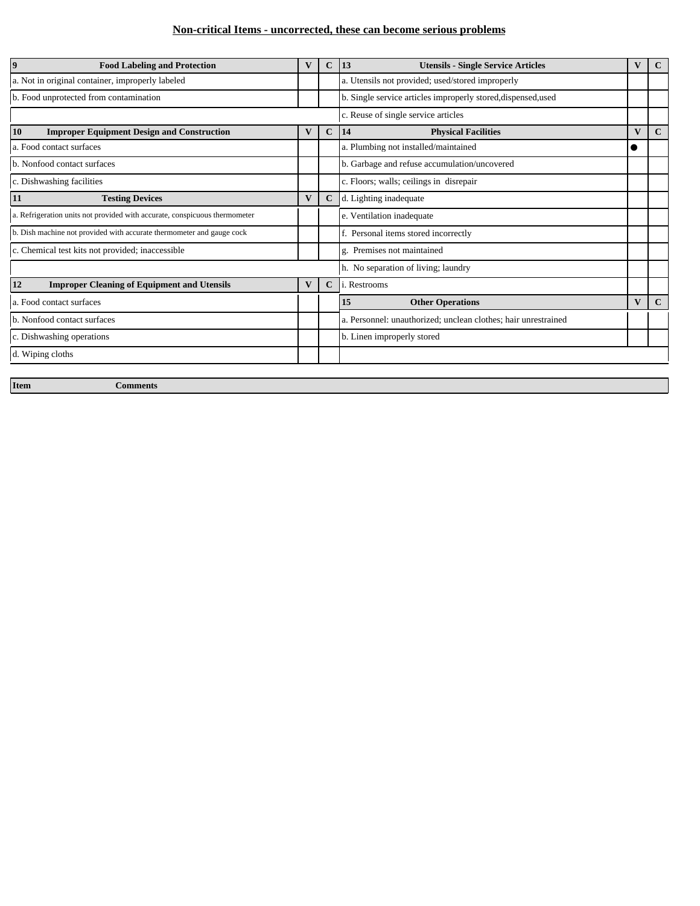## Non-critical Items - uncorrected, these can become serious problems

| 9 Food Labeling and Protection | V | C |
|---|---|---|
| a. Not in original container, improperly labeled | | |
| b. Food unprotected from contamination | | |

| 10 Improper Equipment Design and Construction | V | C |
|---|---|---|
| a. Food contact surfaces | | |
| b. Nonfood contact surfaces | | |
| c. Dishwashing facilities | | |

| 11 Testing Devices | V | C |
|---|---|---|
| a. Refrigeration units not provided with accurate, conspicuous thermometer | | |
| b. Dish machine not provided with accurate thermometer and gauge cock | | |
| c. Chemical test kits not provided; inaccessible | | |

| 12 Improper Cleaning of Equipment and Utensils | V | C |
|---|---|---|
| a. Food contact surfaces | | |
| b. Nonfood contact surfaces | | |
| c. Dishwashing operations | | |
| d. Wiping cloths | | |

| 13 Utensils - Single Service Articles | V | C |
|---|---|---|
| a. Utensils not provided; used/stored improperly | | |
| b. Single service articles improperly stored,dispensed,used | | |
| c. Reuse of single service articles | | |

| 14 Physical Facilities | V | C |
|---|---|---|
| a. Plumbing not installed/maintained | ● | |
| b. Garbage and refuse accumulation/uncovered | | |
| c. Floors; walls; ceilings in disrepair | | |
| d. Lighting inadequate | | |
| e. Ventilation inadequate | | |
| f. Personal items stored incorrectly | | |
| g. Premises not maintained | | |
| h. No separation of living; laundry | | |
| i. Restrooms | | |

| 15 Other Operations | V | C |
|---|---|---|
| a. Personnel: unauthorized; unclean clothes; hair unrestrained | | |
| b. Linen improperly stored | | |

| Item | Comments |
|---|---|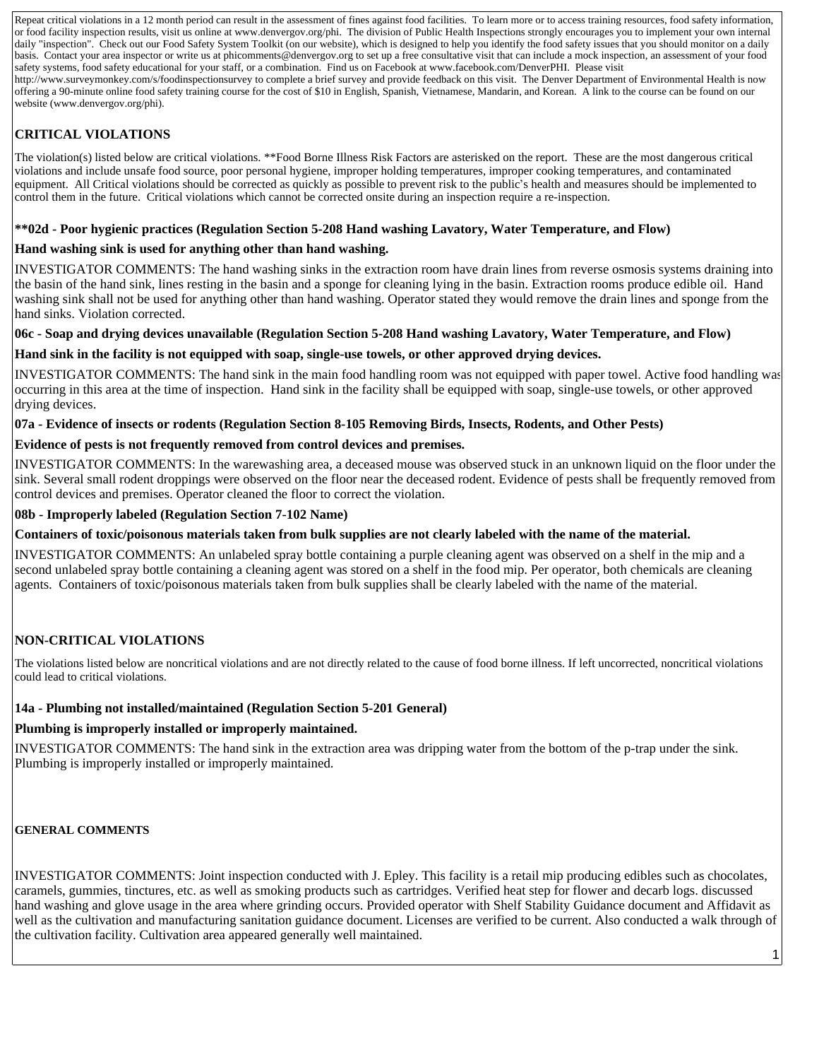Repeat critical violations in a 12 month period can result in the assessment of fines against food facilities. To learn more or to access training resources, food safety information, or food facility inspection results, visit us online at www.denvergov.org/phi. The division of Public Health Inspections strongly encourages you to implement your own internal daily "inspection". Check out our Food Safety System Toolkit (on our website), which is designed to help you identify the food safety issues that you should monitor on a daily basis. Contact your area inspector or write us at phicomments@denvergov.org to set up a free consultative visit that can include a mock inspection, an assessment of your food safety systems, food safety educational for your staff, or a combination. Find us on Facebook at www.facebook.com/DenverPHI. Please visit http://www.surveymonkey.com/s/foodinspectionsurvey to complete a brief survey and provide feedback on this visit. The Denver Department of Environmental Health is now offering a 90-minute online food safety training course for the cost of $10 in English, Spanish, Vietnamese, Mandarin, and Korean. A link to the course can be found on our website (www.denvergov.org/phi).

## CRITICAL VIOLATIONS

The violation(s) listed below are critical violations. **Food Borne Illness Risk Factors are asterisked on the report. These are the most dangerous critical violations and include unsafe food source, poor personal hygiene, improper holding temperatures, improper cooking temperatures, and contaminated equipment. All Critical violations should be corrected as quickly as possible to prevent risk to the public's health and measures should be implemented to control them in the future. Critical violations which cannot be corrected onsite during an inspection require a re-inspection.

**\*\*02d - Poor hygienic practices (Regulation Section 5-208 Hand washing Lavatory, Water Temperature, and Flow)**

**Hand washing sink is used for anything other than hand washing.**

INVESTIGATOR COMMENTS: The hand washing sinks in the extraction room have drain lines from reverse osmosis systems draining into the basin of the hand sink, lines resting in the basin and a sponge for cleaning lying in the basin. Extraction rooms produce edible oil. Hand washing sink shall not be used for anything other than hand washing. Operator stated they would remove the drain lines and sponge from the hand sinks. Violation corrected.

**06c - Soap and drying devices unavailable (Regulation Section 5-208 Hand washing Lavatory, Water Temperature, and Flow)**

**Hand sink in the facility is not equipped with soap, single-use towels, or other approved drying devices.**

INVESTIGATOR COMMENTS: The hand sink in the main food handling room was not equipped with paper towel. Active food handling was occurring in this area at the time of inspection. Hand sink in the facility shall be equipped with soap, single-use towels, or other approved drying devices.

**07a - Evidence of insects or rodents (Regulation Section 8-105 Removing Birds, Insects, Rodents, and Other Pests)**

**Evidence of pests is not frequently removed from control devices and premises.**

INVESTIGATOR COMMENTS: In the warewashing area, a deceased mouse was observed stuck in an unknown liquid on the floor under the sink. Several small rodent droppings were observed on the floor near the deceased rodent. Evidence of pests shall be frequently removed from control devices and premises. Operator cleaned the floor to correct the violation.

**08b - Improperly labeled (Regulation Section 7-102 Name)**

**Containers of toxic/poisonous materials taken from bulk supplies are not clearly labeled with the name of the material.**

INVESTIGATOR COMMENTS: An unlabeled spray bottle containing a purple cleaning agent was observed on a shelf in the mip and a second unlabeled spray bottle containing a cleaning agent was stored on a shelf in the food mip. Per operator, both chemicals are cleaning agents. Containers of toxic/poisonous materials taken from bulk supplies shall be clearly labeled with the name of the material.

## NON-CRITICAL VIOLATIONS

The violations listed below are noncritical violations and are not directly related to the cause of food borne illness. If left uncorrected, noncritical violations could lead to critical violations.

**14a - Plumbing not installed/maintained (Regulation Section 5-201 General)**

**Plumbing is improperly installed or improperly maintained.**

INVESTIGATOR COMMENTS: The hand sink in the extraction area was dripping water from the bottom of the p-trap under the sink. Plumbing is improperly installed or improperly maintained.

## GENERAL COMMENTS

INVESTIGATOR COMMENTS: Joint inspection conducted with J. Epley. This facility is a retail mip producing edibles such as chocolates, caramels, gummies, tinctures, etc. as well as smoking products such as cartridges. Verified heat step for flower and decarb logs. discussed hand washing and glove usage in the area where grinding occurs. Provided operator with Shelf Stability Guidance document and Affidavit as well as the cultivation and manufacturing sanitation guidance document. Licenses are verified to be current. Also conducted a walk through of the cultivation facility. Cultivation area appeared generally well maintained.